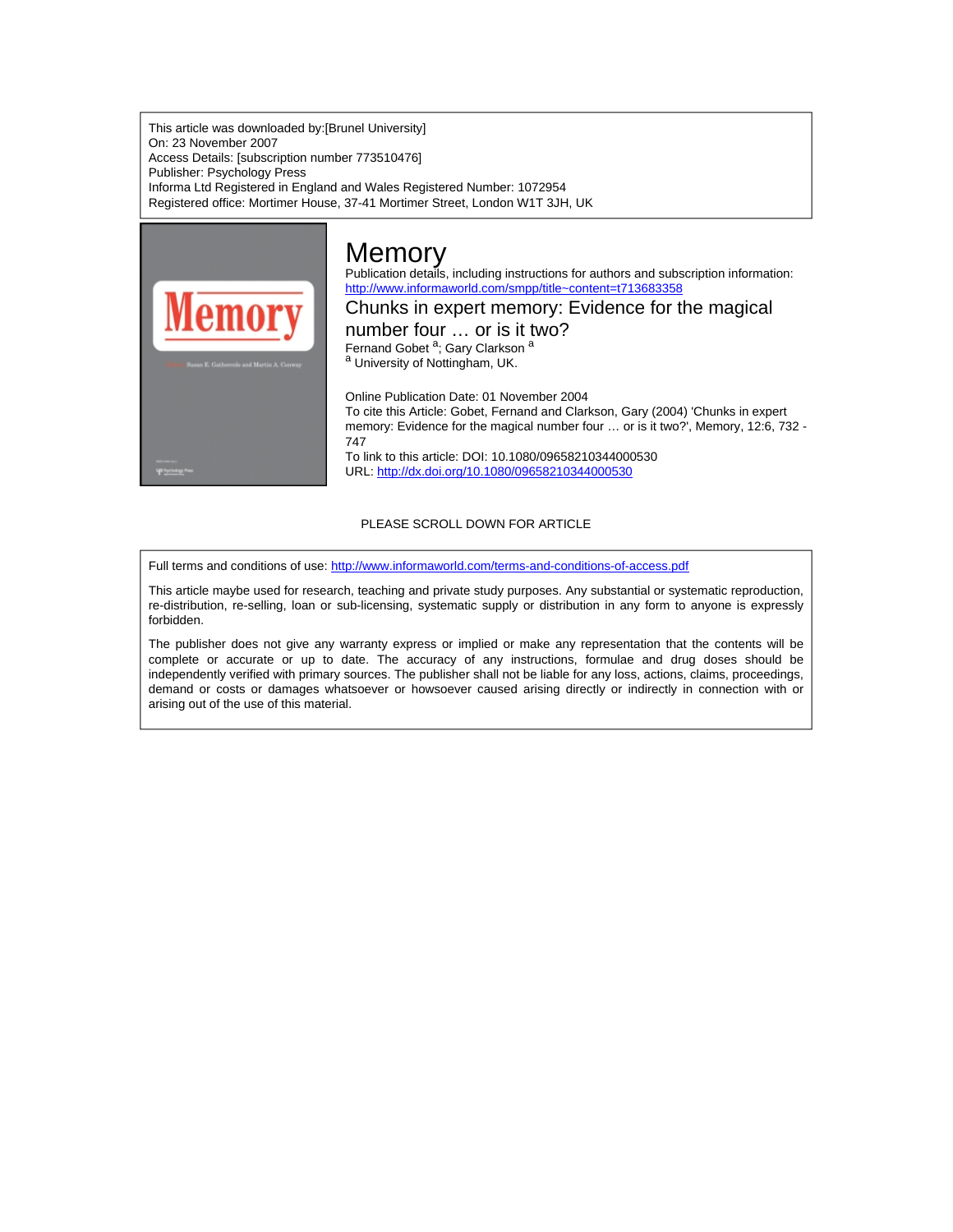This article was downloaded by:[Brunel University]
On: 23 November 2007
Access Details: [subscription number 773510476]
Publisher: Psychology Press
Informa Ltd Registered in England and Wales Registered Number: 1072954
Registered office: Mortimer House, 37-41 Mortimer Street, London W1T 3JH, UK

# Memory

Publication details, including instructions for authors and subscription information:
http://www.informaworld.com/smpp/title~content=t713683358

## Chunks in expert memory: Evidence for the magical number four … or is it two?

Fernand Gobet [a]; Gary Clarkson [a]

[a] University of Nottingham, UK.

Online Publication Date: 01 November 2004

To cite this Article: Gobet, Fernand and Clarkson, Gary (2004) 'Chunks in expert memory: Evidence for the magical number four … or is it two?', Memory, 12:6, 732 - 747

To link to this article: DOI: 10.1080/09658210344000530

URL: http://dx.doi.org/10.1080/09658210344000530

PLEASE SCROLL DOWN FOR ARTICLE

Full terms and conditions of use: http://www.informaworld.com/terms-and-conditions-of-access.pdf

This article maybe used for research, teaching and private study purposes. Any substantial or systematic reproduction, re-distribution, re-selling, loan or sub-licensing, systematic supply or distribution in any form to anyone is expressly forbidden.

The publisher does not give any warranty express or implied or make any representation that the contents will be complete or accurate or up to date. The accuracy of any instructions, formulae and drug doses should be independently verified with primary sources. The publisher shall not be liable for any loss, actions, claims, proceedings, demand or costs or damages whatsoever or howsoever caused arising directly or indirectly in connection with or arising out of the use of this material.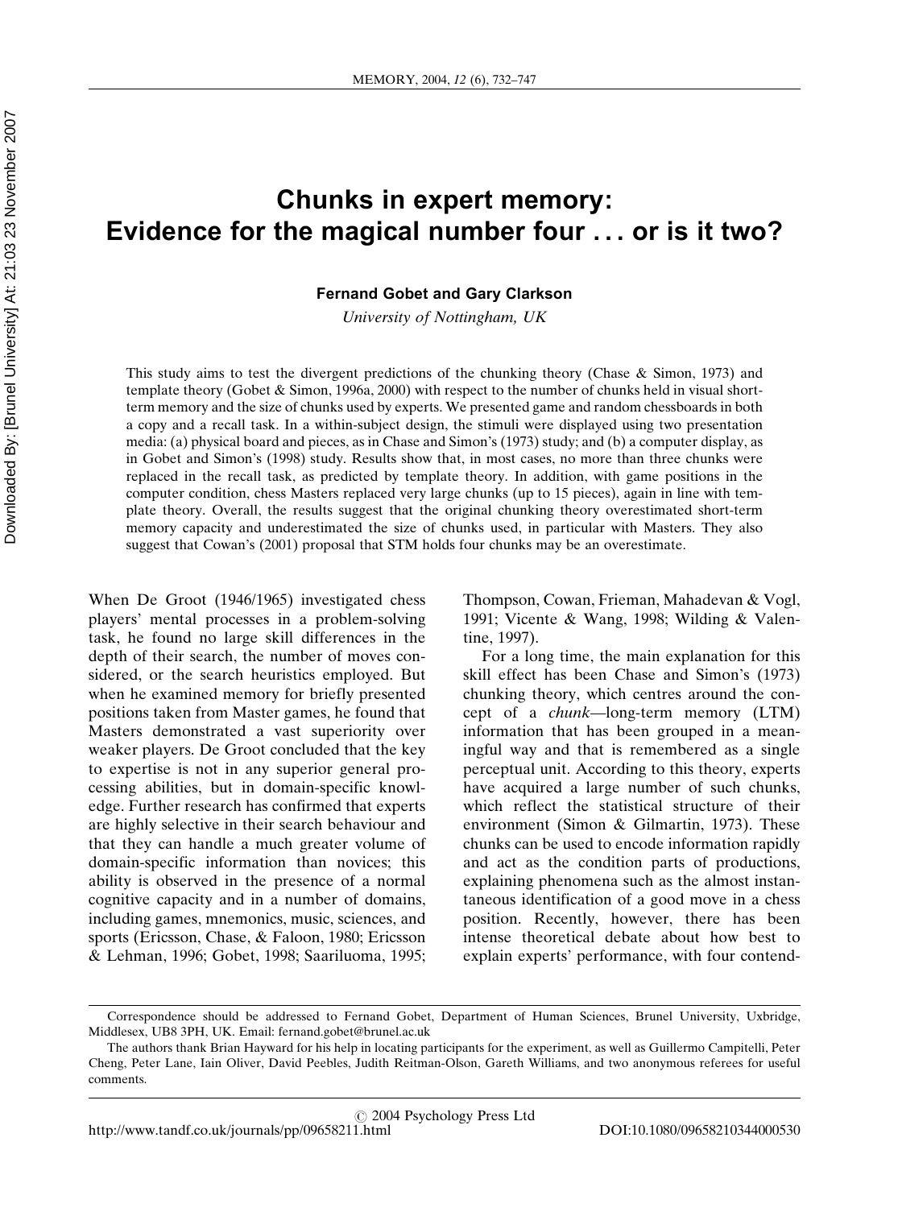# Chunks in expert memory: Evidence for the magical number four . . . or is it two?

**Fernand Gobet and Gary Clarkson**

*University of Nottingham, UK*

This study aims to test the divergent predictions of the chunking theory (Chase & Simon, 1973) and template theory (Gobet & Simon, 1996a, 2000) with respect to the number of chunks held in visual short-term memory and the size of chunks used by experts. We presented game and random chessboards in both a copy and a recall task. In a within-subject design, the stimuli were displayed using two presentation media: (a) physical board and pieces, as in Chase and Simon's (1973) study; and (b) a computer display, as in Gobet and Simon's (1998) study. Results show that, in most cases, no more than three chunks were replaced in the recall task, as predicted by template theory. In addition, with game positions in the computer condition, chess Masters replaced very large chunks (up to 15 pieces), again in line with template theory. Overall, the results suggest that the original chunking theory overestimated short-term memory capacity and underestimated the size of chunks used, in particular with Masters. They also suggest that Cowan's (2001) proposal that STM holds four chunks may be an overestimate.

When De Groot (1946/1965) investigated chess players' mental processes in a problem-solving task, he found no large skill differences in the depth of their search, the number of moves considered, or the search heuristics employed. But when he examined memory for briefly presented positions taken from Master games, he found that Masters demonstrated a vast superiority over weaker players. De Groot concluded that the key to expertise is not in any superior general processing abilities, but in domain-specific knowledge. Further research has confirmed that experts are highly selective in their search behaviour and that they can handle a much greater volume of domain-specific information than novices; this ability is observed in the presence of a normal cognitive capacity and in a number of domains, including games, mnemonics, music, sciences, and sports (Ericsson, Chase, & Faloon, 1980; Ericsson & Lehman, 1996; Gobet, 1998; Saariluoma, 1995; Thompson, Cowan, Frieman, Mahadevan & Vogl, 1991; Vicente & Wang, 1998; Wilding & Valentine, 1997).

For a long time, the main explanation for this skill effect has been Chase and Simon's (1973) chunking theory, which centres around the concept of a *chunk*—long-term memory (LTM) information that has been grouped in a meaningful way and that is remembered as a single perceptual unit. According to this theory, experts have acquired a large number of such chunks, which reflect the statistical structure of their environment (Simon & Gilmartin, 1973). These chunks can be used to encode information rapidly and act as the condition parts of productions, explaining phenomena such as the almost instantaneous identification of a good move in a chess position. Recently, however, there has been intense theoretical debate about how best to explain experts' performance, with four contend-

Correspondence should be addressed to Fernand Gobet, Department of Human Sciences, Brunel University, Uxbridge, Middlesex, UB8 3PH, UK. Email: fernand.gobet@brunel.ac.uk

The authors thank Brian Hayward for his help in locating participants for the experiment, as well as Guillermo Campitelli, Peter Cheng, Peter Lane, Iain Oliver, David Peebles, Judith Reitman-Olson, Gareth Williams, and two anonymous referees for useful comments.

© 2004 Psychology Press Ltd

http://www.tandf.co.uk/journals/pp/09658211.html DOI:10.1080/09658210344000530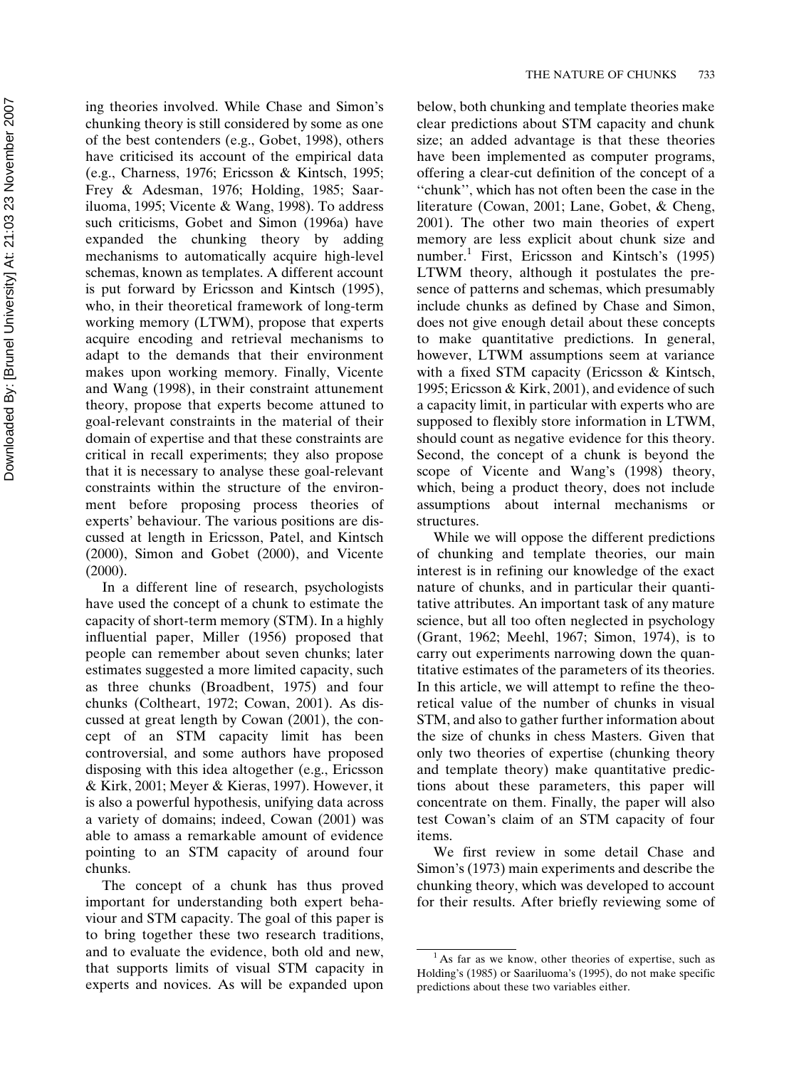ing theories involved. While Chase and Simon's chunking theory is still considered by some as one of the best contenders (e.g., Gobet, 1998), others have criticised its account of the empirical data (e.g., Charness, 1976; Ericsson & Kintsch, 1995; Frey & Adesman, 1976; Holding, 1985; Saariluoma, 1995; Vicente & Wang, 1998). To address such criticisms, Gobet and Simon (1996a) have expanded the chunking theory by adding mechanisms to automatically acquire high-level schemas, known as templates. A different account is put forward by Ericsson and Kintsch (1995), who, in their theoretical framework of long-term working memory (LTWM), propose that experts acquire encoding and retrieval mechanisms to adapt to the demands that their environment makes upon working memory. Finally, Vicente and Wang (1998), in their constraint attunement theory, propose that experts become attuned to goal-relevant constraints in the material of their domain of expertise and that these constraints are critical in recall experiments; they also propose that it is necessary to analyse these goal-relevant constraints within the structure of the environment before proposing process theories of experts' behaviour. The various positions are discussed at length in Ericsson, Patel, and Kintsch (2000), Simon and Gobet (2000), and Vicente (2000).

In a different line of research, psychologists have used the concept of a chunk to estimate the capacity of short-term memory (STM). In a highly influential paper, Miller (1956) proposed that people can remember about seven chunks; later estimates suggested a more limited capacity, such as three chunks (Broadbent, 1975) and four chunks (Coltheart, 1972; Cowan, 2001). As discussed at great length by Cowan (2001), the concept of an STM capacity limit has been controversial, and some authors have proposed disposing with this idea altogether (e.g., Ericsson & Kirk, 2001; Meyer & Kieras, 1997). However, it is also a powerful hypothesis, unifying data across a variety of domains; indeed, Cowan (2001) was able to amass a remarkable amount of evidence pointing to an STM capacity of around four chunks.

The concept of a chunk has thus proved important for understanding both expert behaviour and STM capacity. The goal of this paper is to bring together these two research traditions, and to evaluate the evidence, both old and new, that supports limits of visual STM capacity in experts and novices. As will be expanded upon below, both chunking and template theories make clear predictions about STM capacity and chunk size; an added advantage is that these theories have been implemented as computer programs, offering a clear-cut definition of the concept of a "chunk", which has not often been the case in the literature (Cowan, 2001; Lane, Gobet, & Cheng, 2001). The other two main theories of expert memory are less explicit about chunk size and number.[1] First, Ericsson and Kintsch's (1995) LTWM theory, although it postulates the presence of patterns and schemas, which presumably include chunks as defined by Chase and Simon, does not give enough detail about these concepts to make quantitative predictions. In general, however, LTWM assumptions seem at variance with a fixed STM capacity (Ericsson & Kintsch, 1995; Ericsson & Kirk, 2001), and evidence of such a capacity limit, in particular with experts who are supposed to flexibly store information in LTWM, should count as negative evidence for this theory. Second, the concept of a chunk is beyond the scope of Vicente and Wang's (1998) theory, which, being a product theory, does not include assumptions about internal mechanisms or structures.

While we will oppose the different predictions of chunking and template theories, our main interest is in refining our knowledge of the exact nature of chunks, and in particular their quantitative attributes. An important task of any mature science, but all too often neglected in psychology (Grant, 1962; Meehl, 1967; Simon, 1974), is to carry out experiments narrowing down the quantitative estimates of the parameters of its theories. In this article, we will attempt to refine the theoretical value of the number of chunks in visual STM, and also to gather further information about the size of chunks in chess Masters. Given that only two theories of expertise (chunking theory and template theory) make quantitative predictions about these parameters, this paper will concentrate on them. Finally, the paper will also test Cowan's claim of an STM capacity of four items.

We first review in some detail Chase and Simon's (1973) main experiments and describe the chunking theory, which was developed to account for their results. After briefly reviewing some of

[1] As far as we know, other theories of expertise, such as Holding's (1985) or Saariluoma's (1995), do not make specific predictions about these two variables either.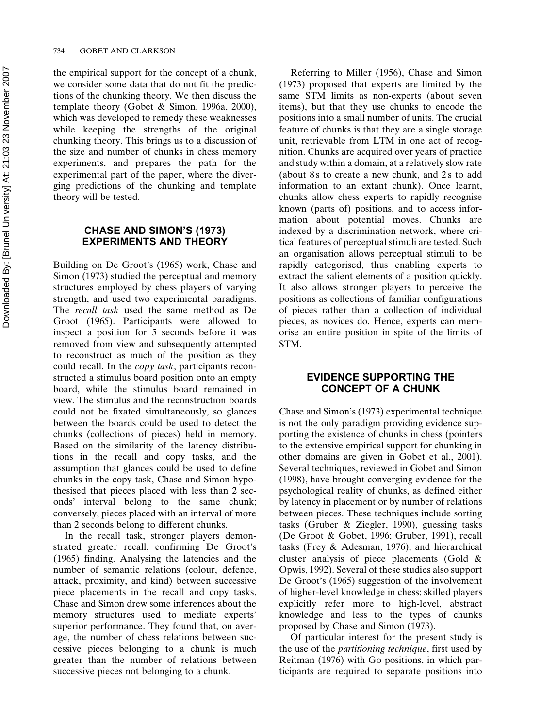the empirical support for the concept of a chunk, we consider some data that do not fit the predictions of the chunking theory. We then discuss the template theory (Gobet & Simon, 1996a, 2000), which was developed to remedy these weaknesses while keeping the strengths of the original chunking theory. This brings us to a discussion of the size and number of chunks in chess memory experiments, and prepares the path for the experimental part of the paper, where the diverging predictions of the chunking and template theory will be tested.

## CHASE AND SIMON'S (1973) EXPERIMENTS AND THEORY

Building on De Groot's (1965) work, Chase and Simon (1973) studied the perceptual and memory structures employed by chess players of varying strength, and used two experimental paradigms. The *recall task* used the same method as De Groot (1965). Participants were allowed to inspect a position for 5 seconds before it was removed from view and subsequently attempted to reconstruct as much of the position as they could recall. In the *copy task*, participants reconstructed a stimulus board position onto an empty board, while the stimulus board remained in view. The stimulus and the reconstruction boards could not be fixated simultaneously, so glances between the boards could be used to detect the chunks (collections of pieces) held in memory. Based on the similarity of the latency distributions in the recall and copy tasks, and the assumption that glances could be used to define chunks in the copy task, Chase and Simon hypothesised that pieces placed with less than 2 seconds' interval belong to the same chunk; conversely, pieces placed with an interval of more than 2 seconds belong to different chunks.

In the recall task, stronger players demonstrated greater recall, confirming De Groot's (1965) finding. Analysing the latencies and the number of semantic relations (colour, defence, attack, proximity, and kind) between successive piece placements in the recall and copy tasks, Chase and Simon drew some inferences about the memory structures used to mediate experts' superior performance. They found that, on average, the number of chess relations between successive pieces belonging to a chunk is much greater than the number of relations between successive pieces not belonging to a chunk.

Referring to Miller (1956), Chase and Simon (1973) proposed that experts are limited by the same STM limits as non-experts (about seven items), but that they use chunks to encode the positions into a small number of units. The crucial feature of chunks is that they are a single storage unit, retrievable from LTM in one act of recognition. Chunks are acquired over years of practice and study within a domain, at a relatively slow rate (about 8 s to create a new chunk, and 2 s to add information to an extant chunk). Once learnt, chunks allow chess experts to rapidly recognise known (parts of) positions, and to access information about potential moves. Chunks are indexed by a discrimination network, where critical features of perceptual stimuli are tested. Such an organisation allows perceptual stimuli to be rapidly categorised, thus enabling experts to extract the salient elements of a position quickly. It also allows stronger players to perceive the positions as collections of familiar configurations of pieces rather than a collection of individual pieces, as novices do. Hence, experts can memorise an entire position in spite of the limits of STM.

## EVIDENCE SUPPORTING THE CONCEPT OF A CHUNK

Chase and Simon's (1973) experimental technique is not the only paradigm providing evidence supporting the existence of chunks in chess (pointers to the extensive empirical support for chunking in other domains are given in Gobet et al., 2001). Several techniques, reviewed in Gobet and Simon (1998), have brought converging evidence for the psychological reality of chunks, as defined either by latency in placement or by number of relations between pieces. These techniques include sorting tasks (Gruber & Ziegler, 1990), guessing tasks (De Groot & Gobet, 1996; Gruber, 1991), recall tasks (Frey & Adesman, 1976), and hierarchical cluster analysis of piece placements (Gold & Opwis, 1992). Several of these studies also support De Groot's (1965) suggestion of the involvement of higher-level knowledge in chess; skilled players explicitly refer more to high-level, abstract knowledge and less to the types of chunks proposed by Chase and Simon (1973).

Of particular interest for the present study is the use of the *partitioning technique*, first used by Reitman (1976) with Go positions, in which participants are required to separate positions into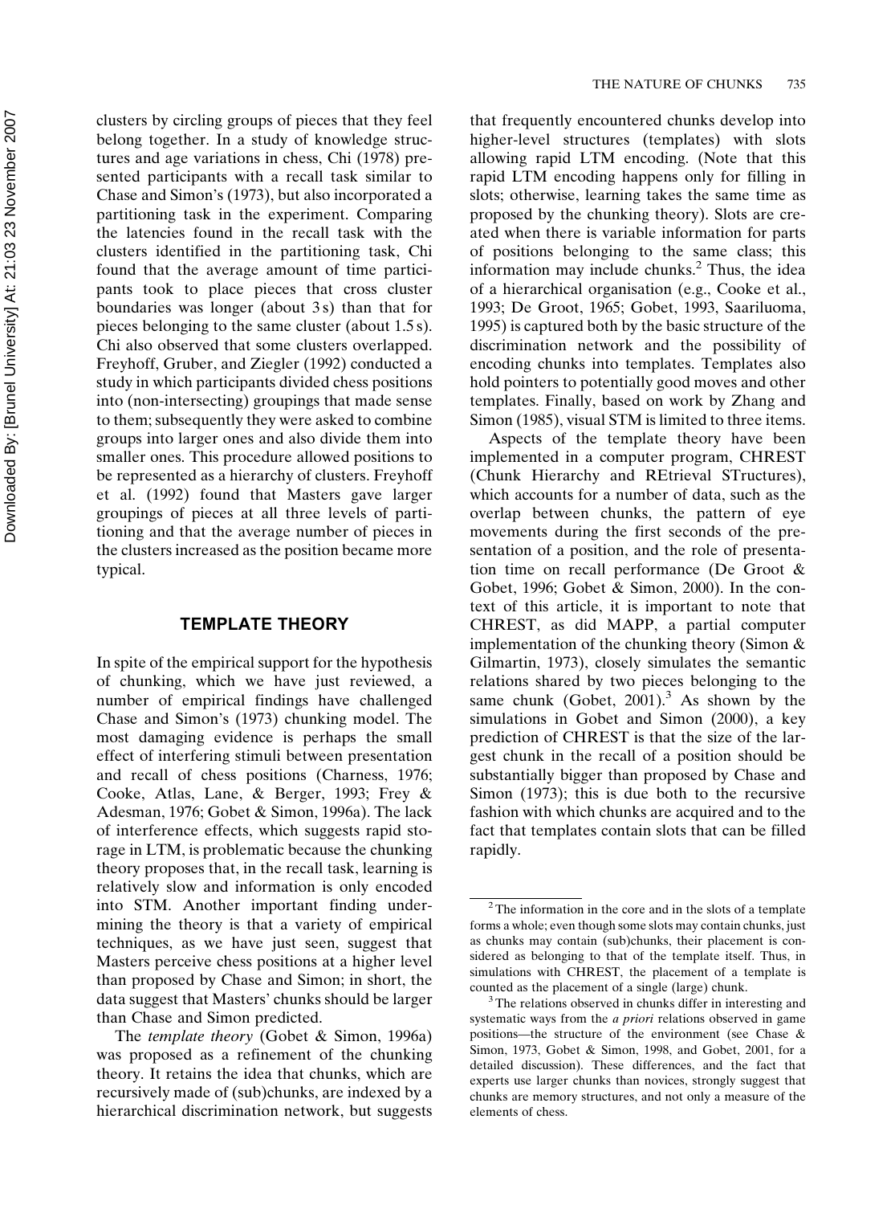clusters by circling groups of pieces that they feel belong together. In a study of knowledge structures and age variations in chess, Chi (1978) presented participants with a recall task similar to Chase and Simon's (1973), but also incorporated a partitioning task in the experiment. Comparing the latencies found in the recall task with the clusters identified in the partitioning task, Chi found that the average amount of time participants took to place pieces that cross cluster boundaries was longer (about 3 s) than that for pieces belonging to the same cluster (about 1.5 s). Chi also observed that some clusters overlapped. Freyhoff, Gruber, and Ziegler (1992) conducted a study in which participants divided chess positions into (non-intersecting) groupings that made sense to them; subsequently they were asked to combine groups into larger ones and also divide them into smaller ones. This procedure allowed positions to be represented as a hierarchy of clusters. Freyhoff et al. (1992) found that Masters gave larger groupings of pieces at all three levels of partitioning and that the average number of pieces in the clusters increased as the position became more typical.

## TEMPLATE THEORY

In spite of the empirical support for the hypothesis of chunking, which we have just reviewed, a number of empirical findings have challenged Chase and Simon's (1973) chunking model. The most damaging evidence is perhaps the small effect of interfering stimuli between presentation and recall of chess positions (Charness, 1976; Cooke, Atlas, Lane, & Berger, 1993; Frey & Adesman, 1976; Gobet & Simon, 1996a). The lack of interference effects, which suggests rapid storage in LTM, is problematic because the chunking theory proposes that, in the recall task, learning is relatively slow and information is only encoded into STM. Another important finding undermining the theory is that a variety of empirical techniques, as we have just seen, suggest that Masters perceive chess positions at a higher level than proposed by Chase and Simon; in short, the data suggest that Masters' chunks should be larger than Chase and Simon predicted.

The *template theory* (Gobet & Simon, 1996a) was proposed as a refinement of the chunking theory. It retains the idea that chunks, which are recursively made of (sub)chunks, are indexed by a hierarchical discrimination network, but suggests that frequently encountered chunks develop into higher-level structures (templates) with slots allowing rapid LTM encoding. (Note that this rapid LTM encoding happens only for filling in slots; otherwise, learning takes the same time as proposed by the chunking theory). Slots are created when there is variable information for parts of positions belonging to the same class; this information may include chunks.[2] Thus, the idea of a hierarchical organisation (e.g., Cooke et al., 1993; De Groot, 1965; Gobet, 1993, Saariluoma, 1995) is captured both by the basic structure of the discrimination network and the possibility of encoding chunks into templates. Templates also hold pointers to potentially good moves and other templates. Finally, based on work by Zhang and Simon (1985), visual STM is limited to three items.

Aspects of the template theory have been implemented in a computer program, CHREST (Chunk Hierarchy and REtrieval STructures), which accounts for a number of data, such as the overlap between chunks, the pattern of eye movements during the first seconds of the presentation of a position, and the role of presentation time on recall performance (De Groot & Gobet, 1996; Gobet & Simon, 2000). In the context of this article, it is important to note that CHREST, as did MAPP, a partial computer implementation of the chunking theory (Simon & Gilmartin, 1973), closely simulates the semantic relations shared by two pieces belonging to the same chunk (Gobet, 2001).[3] As shown by the simulations in Gobet and Simon (2000), a key prediction of CHREST is that the size of the largest chunk in the recall of a position should be substantially bigger than proposed by Chase and Simon (1973); this is due both to the recursive fashion with which chunks are acquired and to the fact that templates contain slots that can be filled rapidly.

[2] The information in the core and in the slots of a template forms a whole; even though some slots may contain chunks, just as chunks may contain (sub)chunks, their placement is considered as belonging to that of the template itself. Thus, in simulations with CHREST, the placement of a template is counted as the placement of a single (large) chunk.

[3] The relations observed in chunks differ in interesting and systematic ways from the *a priori* relations observed in game positions—the structure of the environment (see Chase & Simon, 1973, Gobet & Simon, 1998, and Gobet, 2001, for a detailed discussion). These differences, and the fact that experts use larger chunks than novices, strongly suggest that chunks are memory structures, and not only a measure of the elements of chess.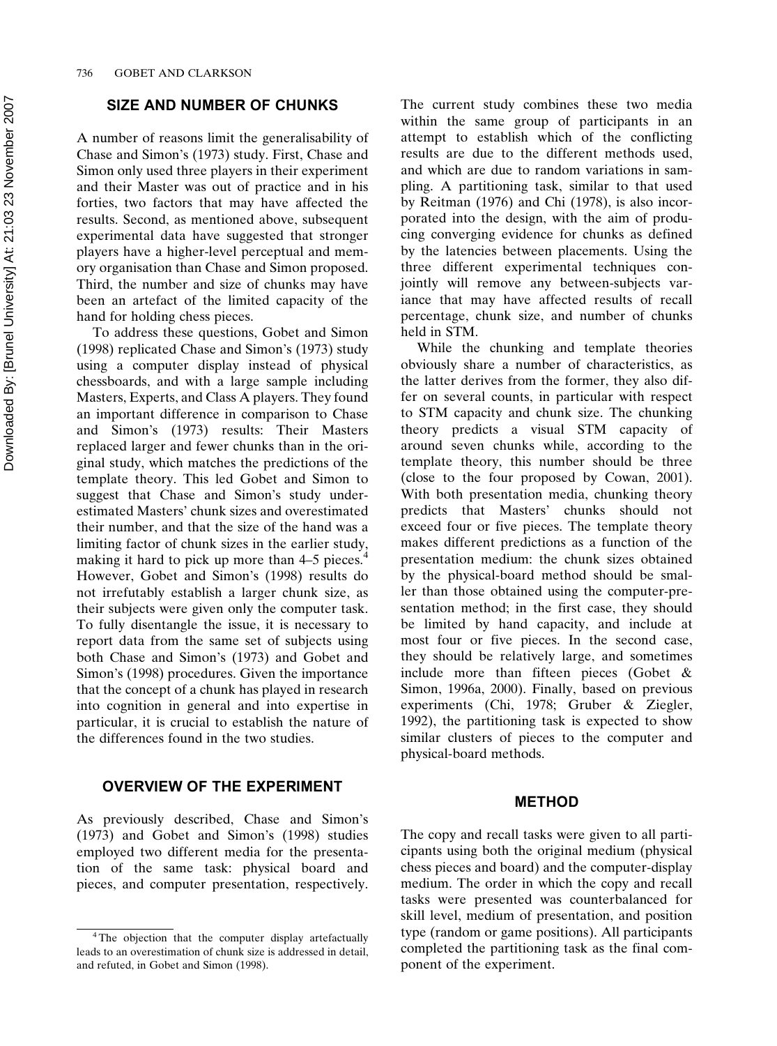## SIZE AND NUMBER OF CHUNKS

A number of reasons limit the generalisability of Chase and Simon's (1973) study. First, Chase and Simon only used three players in their experiment and their Master was out of practice and in his forties, two factors that may have affected the results. Second, as mentioned above, subsequent experimental data have suggested that stronger players have a higher-level perceptual and memory organisation than Chase and Simon proposed. Third, the number and size of chunks may have been an artefact of the limited capacity of the hand for holding chess pieces.

To address these questions, Gobet and Simon (1998) replicated Chase and Simon's (1973) study using a computer display instead of physical chessboards, and with a large sample including Masters, Experts, and Class A players. They found an important difference in comparison to Chase and Simon's (1973) results: Their Masters replaced larger and fewer chunks than in the original study, which matches the predictions of the template theory. This led Gobet and Simon to suggest that Chase and Simon's study underestimated Masters' chunk sizes and overestimated their number, and that the size of the hand was a limiting factor of chunk sizes in the earlier study, making it hard to pick up more than 4–5 pieces.[4] However, Gobet and Simon's (1998) results do not irrefutably establish a larger chunk size, as their subjects were given only the computer task. To fully disentangle the issue, it is necessary to report data from the same set of subjects using both Chase and Simon's (1973) and Gobet and Simon's (1998) procedures. Given the importance that the concept of a chunk has played in research into cognition in general and into expertise in particular, it is crucial to establish the nature of the differences found in the two studies.

## OVERVIEW OF THE EXPERIMENT

As previously described, Chase and Simon's (1973) and Gobet and Simon's (1998) studies employed two different media for the presentation of the same task: physical board and pieces, and computer presentation, respectively. The current study combines these two media within the same group of participants in an attempt to establish which of the conflicting results are due to the different methods used, and which are due to random variations in sampling. A partitioning task, similar to that used by Reitman (1976) and Chi (1978), is also incorporated into the design, with the aim of producing converging evidence for chunks as defined by the latencies between placements. Using the three different experimental techniques conjointly will remove any between-subjects variance that may have affected results of recall percentage, chunk size, and number of chunks held in STM.

While the chunking and template theories obviously share a number of characteristics, as the latter derives from the former, they also differ on several counts, in particular with respect to STM capacity and chunk size. The chunking theory predicts a visual STM capacity of around seven chunks while, according to the template theory, this number should be three (close to the four proposed by Cowan, 2001). With both presentation media, chunking theory predicts that Masters' chunks should not exceed four or five pieces. The template theory makes different predictions as a function of the presentation medium: the chunk sizes obtained by the physical-board method should be smaller than those obtained using the computer-presentation method; in the first case, they should be limited by hand capacity, and include at most four or five pieces. In the second case, they should be relatively large, and sometimes include more than fifteen pieces (Gobet & Simon, 1996a, 2000). Finally, based on previous experiments (Chi, 1978; Gruber & Ziegler, 1992), the partitioning task is expected to show similar clusters of pieces to the computer and physical-board methods.

## METHOD

The copy and recall tasks were given to all participants using both the original medium (physical chess pieces and board) and the computer-display medium. The order in which the copy and recall tasks were presented was counterbalanced for skill level, medium of presentation, and position type (random or game positions). All participants completed the partitioning task as the final component of the experiment.

[4] The objection that the computer display artefactually leads to an overestimation of chunk size is addressed in detail, and refuted, in Gobet and Simon (1998).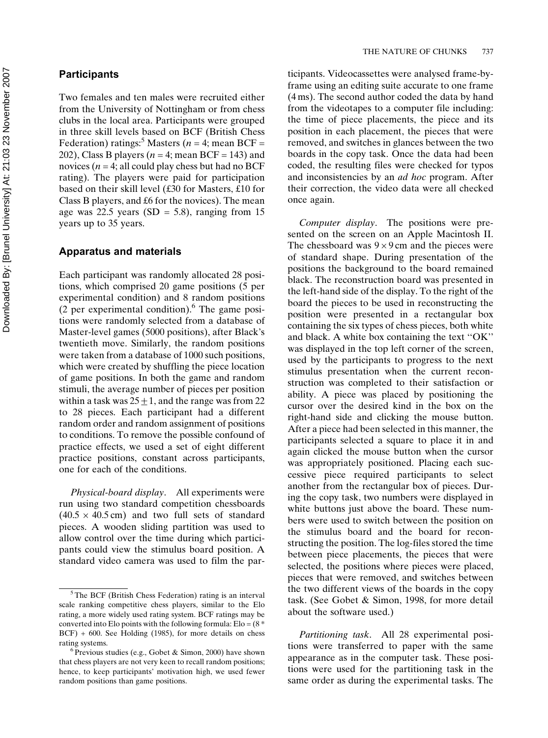## Participants

Two females and ten males were recruited either from the University of Nottingham or from chess clubs in the local area. Participants were grouped in three skill levels based on BCF (British Chess Federation) ratings:[5] Masters ($n = 4$; mean BCF = 202), Class B players ($n = 4$; mean BCF = 143) and novices ($n = 4$; all could play chess but had no BCF rating). The players were paid for participation based on their skill level (£30 for Masters, £10 for Class B players, and £6 for the novices). The mean age was 22.5 years (SD = 5.8), ranging from 15 years up to 35 years.

## Apparatus and materials

Each participant was randomly allocated 28 positions, which comprised 20 game positions (5 per experimental condition) and 8 random positions (2 per experimental condition).[6] The game positions were randomly selected from a database of Master-level games (5000 positions), after Black's twentieth move. Similarly, the random positions were taken from a database of 1000 such positions, which were created by shuffling the piece location of game positions. In both the game and random stimuli, the average number of pieces per position within a task was $25 \pm 1$, and the range was from 22 to 28 pieces. Each participant had a different random order and random assignment of positions to conditions. To remove the possible confound of practice effects, we used a set of eight different practice positions, constant across participants, one for each of the conditions.

*Physical-board display*. All experiments were run using two standard competition chessboards ($40.5 \times 40.5$ cm) and two full sets of standard pieces. A wooden sliding partition was used to allow control over the time during which participants could view the stimulus board position. A standard video camera was used to film the participants. Videocassettes were analysed frame-by-frame using an editing suite accurate to one frame (4 ms). The second author coded the data by hand from the videotapes to a computer file including: the time of piece placements, the piece and its position in each placement, the pieces that were removed, and switches in glances between the two boards in the copy task. Once the data had been coded, the resulting files were checked for typos and inconsistencies by an *ad hoc* program. After their correction, the video data were all checked once again.

*Computer display*. The positions were presented on the screen on an Apple Macintosh II. The chessboard was $9 \times 9$ cm and the pieces were of standard shape. During presentation of the positions the background to the board remained black. The reconstruction board was presented in the left-hand side of the display. To the right of the board the pieces to be used in reconstructing the position were presented in a rectangular box containing the six types of chess pieces, both white and black. A white box containing the text "OK" was displayed in the top left corner of the screen, used by the participants to progress to the next stimulus presentation when the current reconstruction was completed to their satisfaction or ability. A piece was placed by positioning the cursor over the desired kind in the box on the right-hand side and clicking the mouse button. After a piece had been selected in this manner, the participants selected a square to place it in and again clicked the mouse button when the cursor was appropriately positioned. Placing each successive piece required participants to select another from the rectangular box of pieces. During the copy task, two numbers were displayed in white buttons just above the board. These numbers were used to switch between the position on the stimulus board and the board for reconstructing the position. The log-files stored the time between piece placements, the pieces that were selected, the positions where pieces were placed, pieces that were removed, and switches between the two different views of the boards in the copy task. (See Gobet & Simon, 1998, for more detail about the software used.)

*Partitioning task*. All 28 experimental positions were transferred to paper with the same appearance as in the computer task. These positions were used for the partitioning task in the same order as during the experimental tasks. The

[5] The BCF (British Chess Federation) rating is an interval scale ranking competitive chess players, similar to the Elo rating, a more widely used rating system. BCF ratings may be converted into Elo points with the following formula: Elo = (8 * BCF) + 600. See Holding (1985), for more details on chess rating systems.

[6] Previous studies (e.g., Gobet & Simon, 2000) have shown that chess players are not very keen to recall random positions; hence, to keep participants' motivation high, we used fewer random positions than game positions.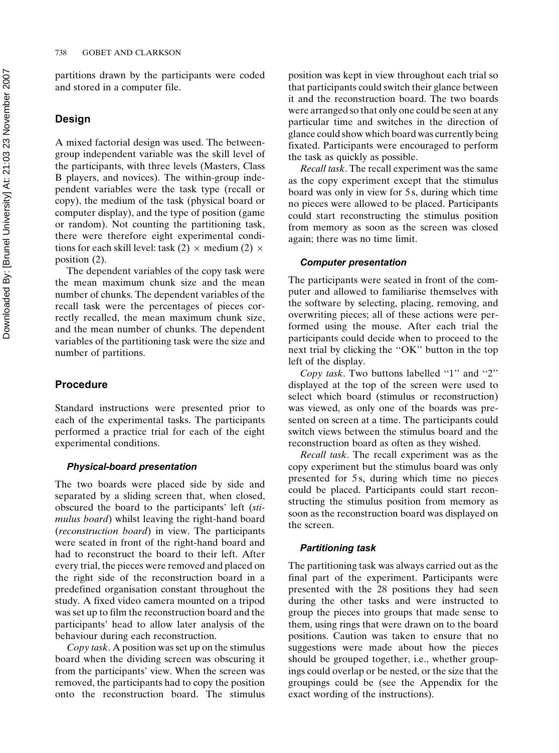partitions drawn by the participants were coded and stored in a computer file.

## Design

A mixed factorial design was used. The between-group independent variable was the skill level of the participants, with three levels (Masters, Class B players, and novices). The within-group independent variables were the task type (recall or copy), the medium of the task (physical board or computer display), and the type of position (game or random). Not counting the partitioning task, there were therefore eight experimental conditions for each skill level: task (2) $\times$ medium (2) $\times$ position (2).

The dependent variables of the copy task were the mean maximum chunk size and the mean number of chunks. The dependent variables of the recall task were the percentages of pieces correctly recalled, the mean maximum chunk size, and the mean number of chunks. The dependent variables of the partitioning task were the size and number of partitions.

## Procedure

Standard instructions were presented prior to each of the experimental tasks. The participants performed a practice trial for each of the eight experimental conditions.

### Physical-board presentation

The two boards were placed side by side and separated by a sliding screen that, when closed, obscured the board to the participants' left (*stimulus board*) whilst leaving the right-hand board (*reconstruction board*) in view. The participants were seated in front of the right-hand board and had to reconstruct the board to their left. After every trial, the pieces were removed and placed on the right side of the reconstruction board in a predefined organisation constant throughout the study. A fixed video camera mounted on a tripod was set up to film the reconstruction board and the participants' head to allow later analysis of the behaviour during each reconstruction.

*Copy task*. A position was set up on the stimulus board when the dividing screen was obscuring it from the participants' view. When the screen was removed, the participants had to copy the position onto the reconstruction board. The stimulus position was kept in view throughout each trial so that participants could switch their glance between it and the reconstruction board. The two boards were arranged so that only one could be seen at any particular time and switches in the direction of glance could show which board was currently being fixated. Participants were encouraged to perform the task as quickly as possible.

*Recall task*. The recall experiment was the same as the copy experiment except that the stimulus board was only in view for 5 s, during which time no pieces were allowed to be placed. Participants could start reconstructing the stimulus position from memory as soon as the screen was closed again; there was no time limit.

### Computer presentation

The participants were seated in front of the computer and allowed to familiarise themselves with the software by selecting, placing, removing, and overwriting pieces; all of these actions were performed using the mouse. After each trial the participants could decide when to proceed to the next trial by clicking the "OK" button in the top left of the display.

*Copy task*. Two buttons labelled "1" and "2" displayed at the top of the screen were used to select which board (stimulus or reconstruction) was viewed, as only one of the boards was presented on screen at a time. The participants could switch views between the stimulus board and the reconstruction board as often as they wished.

*Recall task*. The recall experiment was as the copy experiment but the stimulus board was only presented for 5 s, during which time no pieces could be placed. Participants could start reconstructing the stimulus position from memory as soon as the reconstruction board was displayed on the screen.

### Partitioning task

The partitioning task was always carried out as the final part of the experiment. Participants were presented with the 28 positions they had seen during the other tasks and were instructed to group the pieces into groups that made sense to them, using rings that were drawn on to the board positions. Caution was taken to ensure that no suggestions were made about how the pieces should be grouped together, i.e., whether groupings could overlap or be nested, or the size that the groupings could be (see the Appendix for the exact wording of the instructions).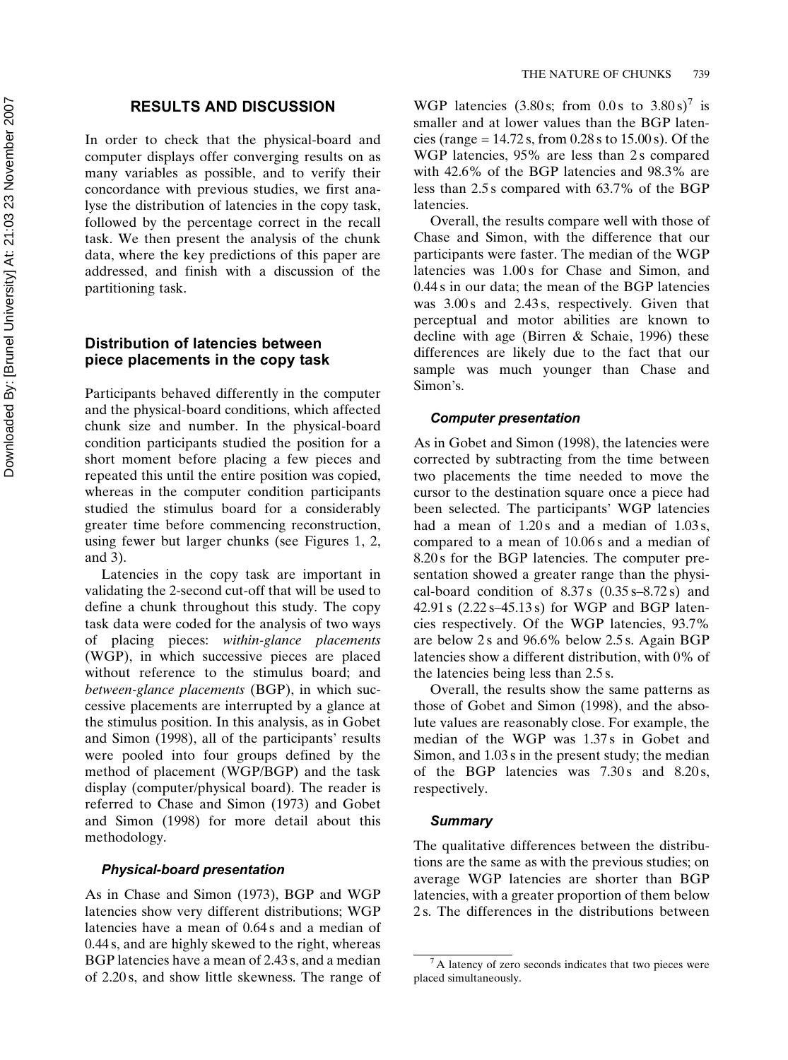## RESULTS AND DISCUSSION

In order to check that the physical-board and computer displays offer converging results on as many variables as possible, and to verify their concordance with previous studies, we first analyse the distribution of latencies in the copy task, followed by the percentage correct in the recall task. We then present the analysis of the chunk data, where the key predictions of this paper are addressed, and finish with a discussion of the partitioning task.

### Distribution of latencies between piece placements in the copy task

Participants behaved differently in the computer and the physical-board conditions, which affected chunk size and number. In the physical-board condition participants studied the position for a short moment before placing a few pieces and repeated this until the entire position was copied, whereas in the computer condition participants studied the stimulus board for a considerably greater time before commencing reconstruction, using fewer but larger chunks (see Figures 1, 2, and 3).

Latencies in the copy task are important in validating the 2-second cut-off that will be used to define a chunk throughout this study. The copy task data were coded for the analysis of two ways of placing pieces: *within-glance placements* (WGP), in which successive pieces are placed without reference to the stimulus board; and *between-glance placements* (BGP), in which successive placements are interrupted by a glance at the stimulus position. In this analysis, as in Gobet and Simon (1998), all of the participants' results were pooled into four groups defined by the method of placement (WGP/BGP) and the task display (computer/physical board). The reader is referred to Chase and Simon (1973) and Gobet and Simon (1998) for more detail about this methodology.

#### *Physical-board presentation*

As in Chase and Simon (1973), BGP and WGP latencies show very different distributions; WGP latencies have a mean of 0.64 s and a median of 0.44 s, and are highly skewed to the right, whereas BGP latencies have a mean of 2.43 s, and a median of 2.20 s, and show little skewness. The range of WGP latencies (3.80 s; from 0.0 s to 3.80 s)[7] is smaller and at lower values than the BGP latencies (range = 14.72 s, from 0.28 s to 15.00 s). Of the WGP latencies, 95% are less than 2 s compared with 42.6% of the BGP latencies and 98.3% are less than 2.5 s compared with 63.7% of the BGP latencies.

Overall, the results compare well with those of Chase and Simon, with the difference that our participants were faster. The median of the WGP latencies was 1.00 s for Chase and Simon, and 0.44 s in our data; the mean of the BGP latencies was 3.00 s and 2.43 s, respectively. Given that perceptual and motor abilities are known to decline with age (Birren & Schaie, 1996) these differences are likely due to the fact that our sample was much younger than Chase and Simon's.

#### *Computer presentation*

As in Gobet and Simon (1998), the latencies were corrected by subtracting from the time between two placements the time needed to move the cursor to the destination square once a piece had been selected. The participants' WGP latencies had a mean of 1.20 s and a median of 1.03 s, compared to a mean of 10.06 s and a median of 8.20 s for the BGP latencies. The computer presentation showed a greater range than the physical-board condition of 8.37 s (0.35 s–8.72 s) and 42.91 s (2.22 s–45.13 s) for WGP and BGP latencies respectively. Of the WGP latencies, 93.7% are below 2 s and 96.6% below 2.5 s. Again BGP latencies show a different distribution, with 0% of the latencies being less than 2.5 s.

Overall, the results show the same patterns as those of Gobet and Simon (1998), and the absolute values are reasonably close. For example, the median of the WGP was 1.37 s in Gobet and Simon, and 1.03 s in the present study; the median of the BGP latencies was 7.30 s and 8.20 s, respectively.

#### *Summary*

The qualitative differences between the distributions are the same as with the previous studies; on average WGP latencies are shorter than BGP latencies, with a greater proportion of them below 2 s. The differences in the distributions between

[7] A latency of zero seconds indicates that two pieces were placed simultaneously.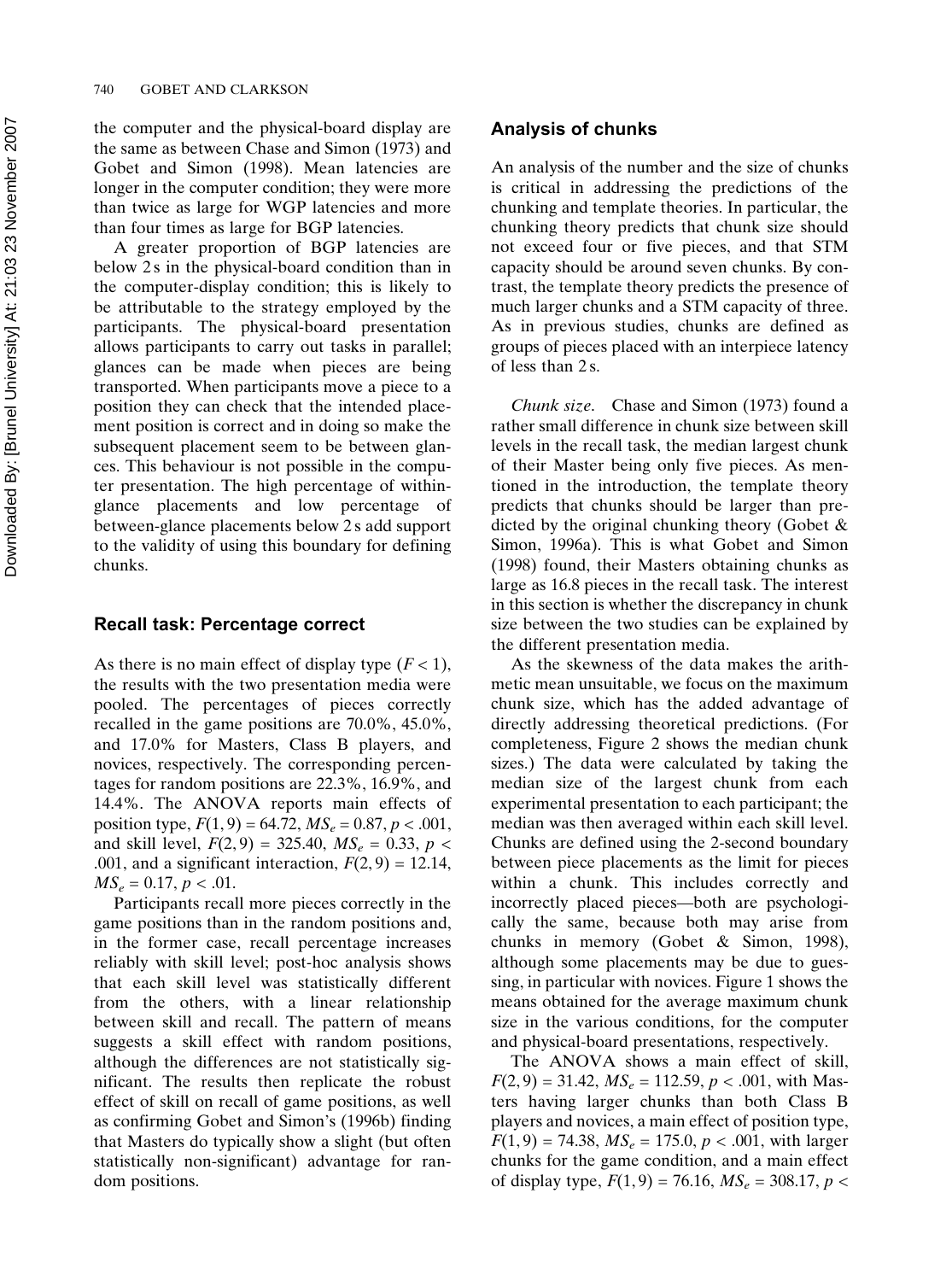the computer and the physical-board display are the same as between Chase and Simon (1973) and Gobet and Simon (1998). Mean latencies are longer in the computer condition; they were more than twice as large for WGP latencies and more than four times as large for BGP latencies.

A greater proportion of BGP latencies are below 2 s in the physical-board condition than in the computer-display condition; this is likely to be attributable to the strategy employed by the participants. The physical-board presentation allows participants to carry out tasks in parallel; glances can be made when pieces are being transported. When participants move a piece to a position they can check that the intended placement position is correct and in doing so make the subsequent placement seem to be between glances. This behaviour is not possible in the computer presentation. The high percentage of within-glance placements and low percentage of between-glance placements below 2 s add support to the validity of using this boundary for defining chunks.

## Recall task: Percentage correct

As there is no main effect of display type ($F < 1$), the results with the two presentation media were pooled. The percentages of pieces correctly recalled in the game positions are 70.0%, 45.0%, and 17.0% for Masters, Class B players, and novices, respectively. The corresponding percentages for random positions are 22.3%, 16.9%, and 14.4%. The ANOVA reports main effects of position type, $F(1, 9) = 64.72$, $MS_e = 0.87$, $p < .001$, and skill level, $F(2, 9) = 325.40$, $MS_e = 0.33$, $p < .001$, and a significant interaction, $F(2, 9) = 12.14$, $MS_e = 0.17$, $p < .01$.

Participants recall more pieces correctly in the game positions than in the random positions and, in the former case, recall percentage increases reliably with skill level; post-hoc analysis shows that each skill level was statistically different from the others, with a linear relationship between skill and recall. The pattern of means suggests a skill effect with random positions, although the differences are not statistically significant. The results then replicate the robust effect of skill on recall of game positions, as well as confirming Gobet and Simon's (1996b) finding that Masters do typically show a slight (but often statistically non-significant) advantage for random positions.

## Analysis of chunks

An analysis of the number and the size of chunks is critical in addressing the predictions of the chunking and template theories. In particular, the chunking theory predicts that chunk size should not exceed four or five pieces, and that STM capacity should be around seven chunks. By contrast, the template theory predicts the presence of much larger chunks and a STM capacity of three. As in previous studies, chunks are defined as groups of pieces placed with an interpiece latency of less than 2 s.

*Chunk size.* Chase and Simon (1973) found a rather small difference in chunk size between skill levels in the recall task, the median largest chunk of their Master being only five pieces. As mentioned in the introduction, the template theory predicts that chunks should be larger than predicted by the original chunking theory (Gobet & Simon, 1996a). This is what Gobet and Simon (1998) found, their Masters obtaining chunks as large as 16.8 pieces in the recall task. The interest in this section is whether the discrepancy in chunk size between the two studies can be explained by the different presentation media.

As the skewness of the data makes the arithmetic mean unsuitable, we focus on the maximum chunk size, which has the added advantage of directly addressing theoretical predictions. (For completeness, Figure 2 shows the median chunk sizes.) The data were calculated by taking the median size of the largest chunk from each experimental presentation to each participant; the median was then averaged within each skill level. Chunks are defined using the 2-second boundary between piece placements as the limit for pieces within a chunk. This includes correctly and incorrectly placed pieces—both are psychologically the same, because both may arise from chunks in memory (Gobet & Simon, 1998), although some placements may be due to guessing, in particular with novices. Figure 1 shows the means obtained for the average maximum chunk size in the various conditions, for the computer and physical-board presentations, respectively.

The ANOVA shows a main effect of skill, $F(2, 9) = 31.42$, $MS_e = 112.59$, $p < .001$, with Masters having larger chunks than both Class B players and novices, a main effect of position type, $F(1, 9) = 74.38$, $MS_e = 175.0$, $p < .001$, with larger chunks for the game condition, and a main effect of display type, $F(1, 9) = 76.16$, $MS_e = 308.17$, $p <$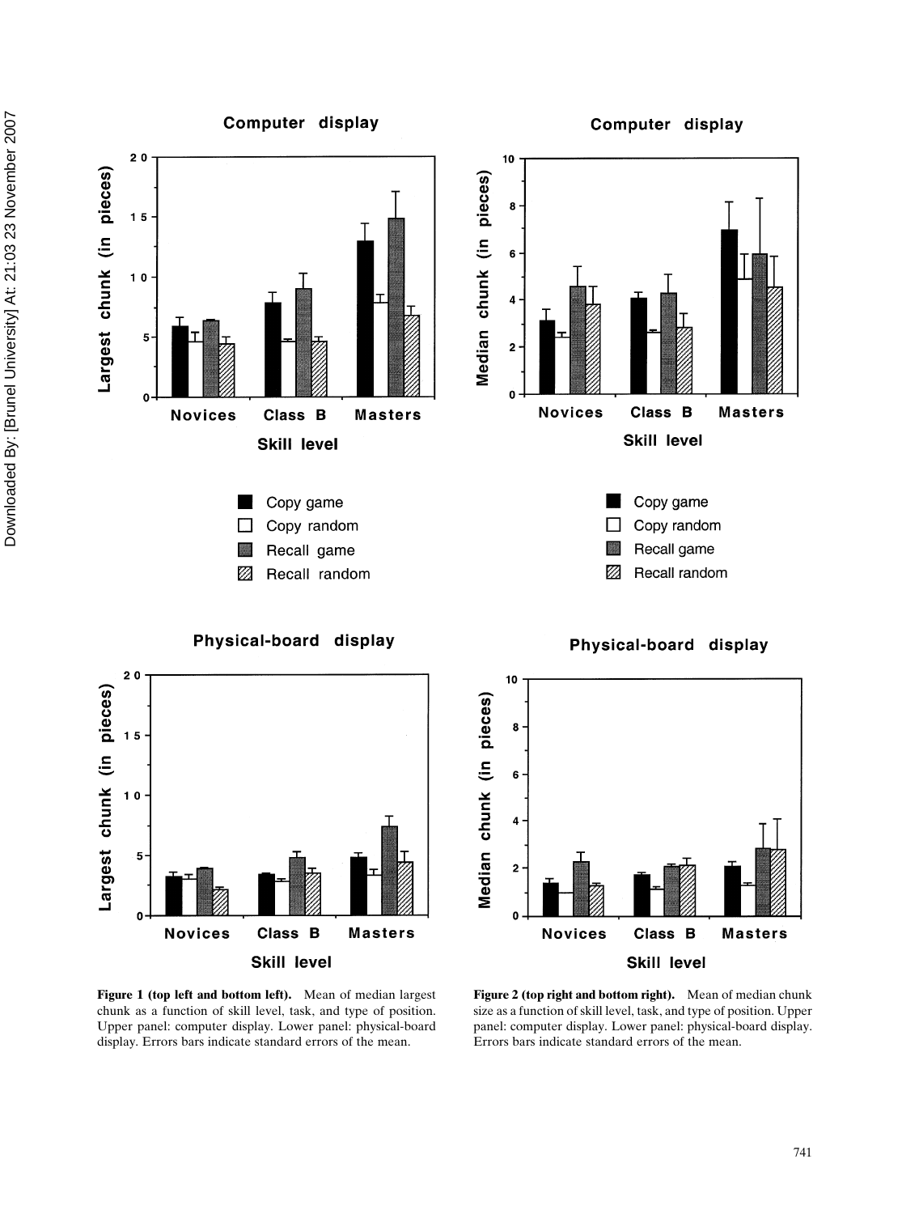**Figure 1 (top left and bottom left).** Mean of median largest chunk as a function of skill level, task, and type of position. Upper panel: computer display. Lower panel: physical-board display. Errors bars indicate standard errors of the mean.

**Figure 2 (top right and bottom right).** Mean of median chunk size as a function of skill level, task, and type of position. Upper panel: computer display. Lower panel: physical-board display. Errors bars indicate standard errors of the mean.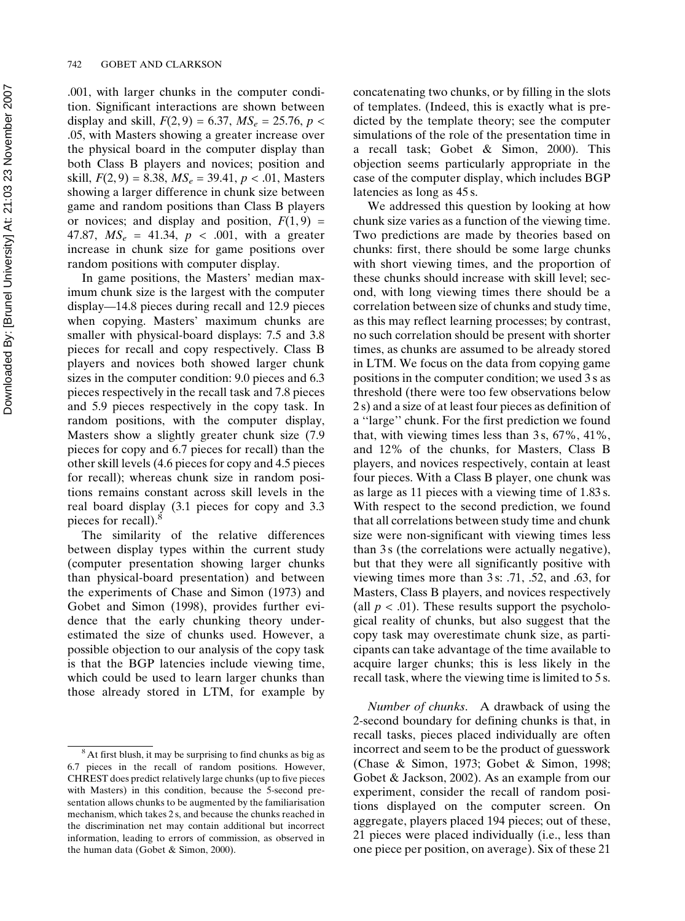.001, with larger chunks in the computer condition. Significant interactions are shown between display and skill, $F(2, 9) = 6.37$, $MS_e = 25.76$, $p < .05$, with Masters showing a greater increase over the physical board in the computer display than both Class B players and novices; position and skill, $F(2, 9) = 8.38$, $MS_e = 39.41$, $p < .01$, Masters showing a larger difference in chunk size between game and random positions than Class B players or novices; and display and position, $F(1, 9) = 47.87$, $MS_e = 41.34$, $p < .001$, with a greater increase in chunk size for game positions over random positions with computer display.

In game positions, the Masters' median maximum chunk size is the largest with the computer display—14.8 pieces during recall and 12.9 pieces when copying. Masters' maximum chunks are smaller with physical-board displays: 7.5 and 3.8 pieces for recall and copy respectively. Class B players and novices both showed larger chunk sizes in the computer condition: 9.0 pieces and 6.3 pieces respectively in the recall task and 7.8 pieces and 5.9 pieces respectively in the copy task. In random positions, with the computer display, Masters show a slightly greater chunk size (7.9 pieces for copy and 6.7 pieces for recall) than the other skill levels (4.6 pieces for copy and 4.5 pieces for recall); whereas chunk size in random positions remains constant across skill levels in the real board display (3.1 pieces for copy and 3.3 pieces for recall).[8]

The similarity of the relative differences between display types within the current study (computer presentation showing larger chunks than physical-board presentation) and between the experiments of Chase and Simon (1973) and Gobet and Simon (1998), provides further evidence that the early chunking theory underestimated the size of chunks used. However, a possible objection to our analysis of the copy task is that the BGP latencies include viewing time, which could be used to learn larger chunks than those already stored in LTM, for example by concatenating two chunks, or by filling in the slots of templates. (Indeed, this is exactly what is predicted by the template theory; see the computer simulations of the role of the presentation time in a recall task; Gobet & Simon, 2000). This objection seems particularly appropriate in the case of the computer display, which includes BGP latencies as long as 45 s.

We addressed this question by looking at how chunk size varies as a function of the viewing time. Two predictions are made by theories based on chunks: first, there should be some large chunks with short viewing times, and the proportion of these chunks should increase with skill level; second, with long viewing times there should be a correlation between size of chunks and study time, as this may reflect learning processes; by contrast, no such correlation should be present with shorter times, as chunks are assumed to be already stored in LTM. We focus on the data from copying game positions in the computer condition; we used 3 s as threshold (there were too few observations below 2 s) and a size of at least four pieces as definition of a ''large'' chunk. For the first prediction we found that, with viewing times less than 3 s, 67%, 41%, and 12% of the chunks, for Masters, Class B players, and novices respectively, contain at least four pieces. With a Class B player, one chunk was as large as 11 pieces with a viewing time of 1.83 s. With respect to the second prediction, we found that all correlations between study time and chunk size were non-significant with viewing times less than 3 s (the correlations were actually negative), but that they were all significantly positive with viewing times more than 3 s: .71, .52, and .63, for Masters, Class B players, and novices respectively (all $p < .01$). These results support the psychological reality of chunks, but also suggest that the copy task may overestimate chunk size, as participants can take advantage of the time available to acquire larger chunks; this is less likely in the recall task, where the viewing time is limited to 5 s.

*Number of chunks*. A drawback of using the 2-second boundary for defining chunks is that, in recall tasks, pieces placed individually are often incorrect and seem to be the product of guesswork (Chase & Simon, 1973; Gobet & Simon, 1998; Gobet & Jackson, 2002). As an example from our experiment, consider the recall of random positions displayed on the computer screen. On aggregate, players placed 194 pieces; out of these, 21 pieces were placed individually (i.e., less than one piece per position, on average). Six of these 21

[8] At first blush, it may be surprising to find chunks as big as 6.7 pieces in the recall of random positions. However, CHREST does predict relatively large chunks (up to five pieces with Masters) in this condition, because the 5-second presentation allows chunks to be augmented by the familiarisation mechanism, which takes 2 s, and because the chunks reached in the discrimination net may contain additional but incorrect information, leading to errors of commission, as observed in the human data (Gobet & Simon, 2000).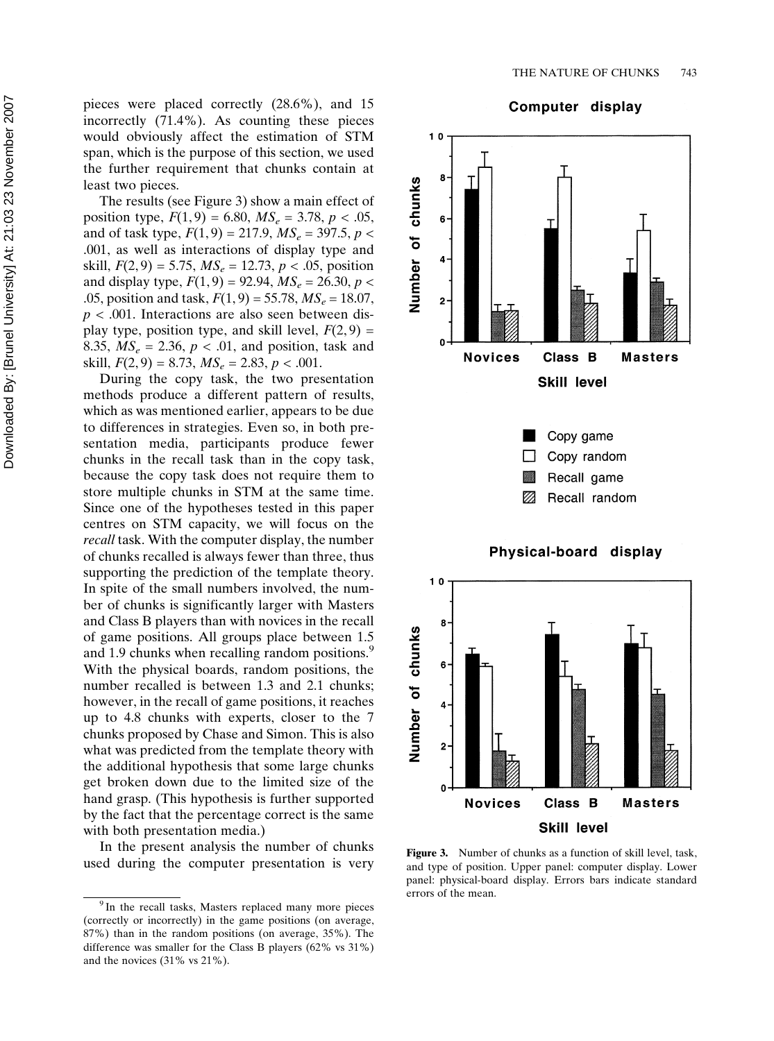pieces were placed correctly (28.6%), and 15 incorrectly (71.4%). As counting these pieces would obviously affect the estimation of STM span, which is the purpose of this section, we used the further requirement that chunks contain at least two pieces.

The results (see Figure 3) show a main effect of position type, $F(1, 9) = 6.80$, $MS_e = 3.78$, $p < .05$, and of task type, $F(1, 9) = 217.9$, $MS_e = 397.5$, $p < .001$, as well as interactions of display type and skill, $F(2, 9) = 5.75$, $MS_e = 12.73$, $p < .05$, position and display type, $F(1, 9) = 92.94$, $MS_e = 26.30$, $p < .05$, position and task, $F(1, 9) = 55.78$, $MS_e = 18.07$, $p < .001$. Interactions are also seen between display type, position type, and skill level, $F(2, 9) = 8.35$, $MS_e = 2.36$, $p < .01$, and position, task and skill, $F(2, 9) = 8.73$, $MS_e = 2.83$, $p < .001$.

During the copy task, the two presentation methods produce a different pattern of results, which as was mentioned earlier, appears to be due to differences in strategies. Even so, in both presentation media, participants produce fewer chunks in the recall task than in the copy task, because the copy task does not require them to store multiple chunks in STM at the same time. Since one of the hypotheses tested in this paper centres on STM capacity, we will focus on the *recall* task. With the computer display, the number of chunks recalled is always fewer than three, thus supporting the prediction of the template theory. In spite of the small numbers involved, the number of chunks is significantly larger with Masters and Class B players than with novices in the recall of game positions. All groups place between 1.5 and 1.9 chunks when recalling random positions.[9] With the physical boards, random positions, the number recalled is between 1.3 and 2.1 chunks; however, in the recall of game positions, it reaches up to 4.8 chunks with experts, closer to the 7 chunks proposed by Chase and Simon. This is also what was predicted from the template theory with the additional hypothesis that some large chunks get broken down due to the limited size of the hand grasp. (This hypothesis is further supported by the fact that the percentage correct is the same with both presentation media.)

In the present analysis the number of chunks used during the computer presentation is very

**Figure 3.** Number of chunks as a function of skill level, task, and type of position. Upper panel: computer display. Lower panel: physical-board display. Errors bars indicate standard errors of the mean.

[9] In the recall tasks, Masters replaced many more pieces (correctly or incorrectly) in the game positions (on average, 87%) than in the random positions (on average, 35%). The difference was smaller for the Class B players (62% vs 31%) and the novices (31% vs 21%).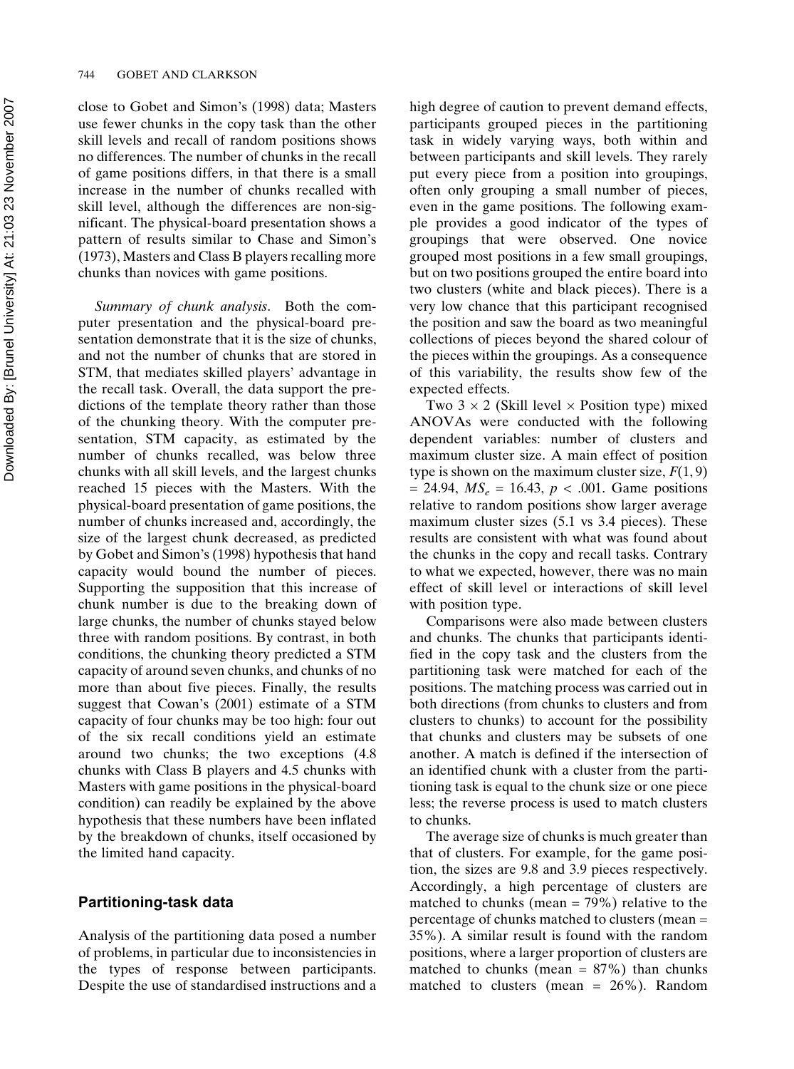close to Gobet and Simon's (1998) data; Masters use fewer chunks in the copy task than the other skill levels and recall of random positions shows no differences. The number of chunks in the recall of game positions differs, in that there is a small increase in the number of chunks recalled with skill level, although the differences are non-significant. The physical-board presentation shows a pattern of results similar to Chase and Simon's (1973), Masters and Class B players recalling more chunks than novices with game positions.

*Summary of chunk analysis*. Both the computer presentation and the physical-board presentation demonstrate that it is the size of chunks, and not the number of chunks that are stored in STM, that mediates skilled players' advantage in the recall task. Overall, the data support the predictions of the template theory rather than those of the chunking theory. With the computer presentation, STM capacity, as estimated by the number of chunks recalled, was below three chunks with all skill levels, and the largest chunks reached 15 pieces with the Masters. With the physical-board presentation of game positions, the number of chunks increased and, accordingly, the size of the largest chunk decreased, as predicted by Gobet and Simon's (1998) hypothesis that hand capacity would bound the number of pieces. Supporting the supposition that this increase of chunk number is due to the breaking down of large chunks, the number of chunks stayed below three with random positions. By contrast, in both conditions, the chunking theory predicted a STM capacity of around seven chunks, and chunks of no more than about five pieces. Finally, the results suggest that Cowan's (2001) estimate of a STM capacity of four chunks may be too high: four out of the six recall conditions yield an estimate around two chunks; the two exceptions (4.8 chunks with Class B players and 4.5 chunks with Masters with game positions in the physical-board condition) can readily be explained by the above hypothesis that these numbers have been inflated by the breakdown of chunks, itself occasioned by the limited hand capacity.

## Partitioning-task data

Analysis of the partitioning data posed a number of problems, in particular due to inconsistencies in the types of response between participants. Despite the use of standardised instructions and a high degree of caution to prevent demand effects, participants grouped pieces in the partitioning task in widely varying ways, both within and between participants and skill levels. They rarely put every piece from a position into groupings, often only grouping a small number of pieces, even in the game positions. The following example provides a good indicator of the types of groupings that were observed. One novice grouped most positions in a few small groupings, but on two positions grouped the entire board into two clusters (white and black pieces). There is a very low chance that this participant recognised the position and saw the board as two meaningful collections of pieces beyond the shared colour of the pieces within the groupings. As a consequence of this variability, the results show few of the expected effects.

Two $3 \times 2$ (Skill level $\times$ Position type) mixed ANOVAs were conducted with the following dependent variables: number of clusters and maximum cluster size. A main effect of position type is shown on the maximum cluster size, $F(1, 9) = 24.94$, $MS_e = 16.43$, $p < .001$. Game positions relative to random positions show larger average maximum cluster sizes (5.1 vs 3.4 pieces). These results are consistent with what was found about the chunks in the copy and recall tasks. Contrary to what we expected, however, there was no main effect of skill level or interactions of skill level with position type.

Comparisons were also made between clusters and chunks. The chunks that participants identified in the copy task and the clusters from the partitioning task were matched for each of the positions. The matching process was carried out in both directions (from chunks to clusters and from clusters to chunks) to account for the possibility that chunks and clusters may be subsets of one another. A match is defined if the intersection of an identified chunk with a cluster from the partitioning task is equal to the chunk size or one piece less; the reverse process is used to match clusters to chunks.

The average size of chunks is much greater than that of clusters. For example, for the game position, the sizes are 9.8 and 3.9 pieces respectively. Accordingly, a high percentage of clusters are matched to chunks (mean = 79%) relative to the percentage of chunks matched to clusters (mean = 35%). A similar result is found with the random positions, where a larger proportion of clusters are matched to chunks (mean = 87%) than chunks matched to clusters (mean = 26%). Random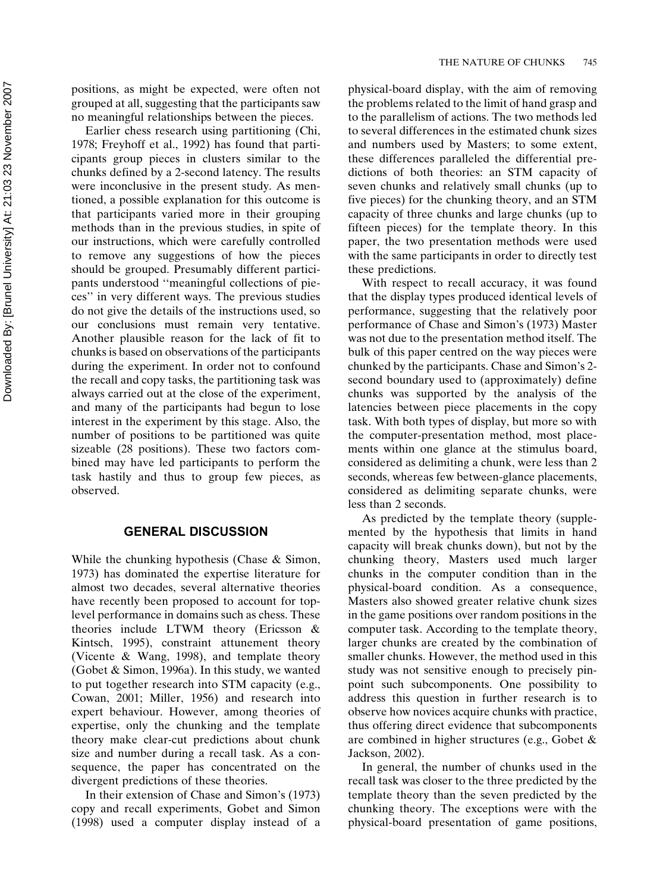positions, as might be expected, were often not grouped at all, suggesting that the participants saw no meaningful relationships between the pieces.

Earlier chess research using partitioning (Chi, 1978; Freyhoff et al., 1992) has found that participants group pieces in clusters similar to the chunks defined by a 2-second latency. The results were inconclusive in the present study. As mentioned, a possible explanation for this outcome is that participants varied more in their grouping methods than in the previous studies, in spite of our instructions, which were carefully controlled to remove any suggestions of how the pieces should be grouped. Presumably different participants understood ''meaningful collections of pieces'' in very different ways. The previous studies do not give the details of the instructions used, so our conclusions must remain very tentative. Another plausible reason for the lack of fit to chunks is based on observations of the participants during the experiment. In order not to confound the recall and copy tasks, the partitioning task was always carried out at the close of the experiment, and many of the participants had begun to lose interest in the experiment by this stage. Also, the number of positions to be partitioned was quite sizeable (28 positions). These two factors combined may have led participants to perform the task hastily and thus to group few pieces, as observed.

## GENERAL DISCUSSION

While the chunking hypothesis (Chase & Simon, 1973) has dominated the expertise literature for almost two decades, several alternative theories have recently been proposed to account for top-level performance in domains such as chess. These theories include LTWM theory (Ericsson & Kintsch, 1995), constraint attunement theory (Vicente & Wang, 1998), and template theory (Gobet & Simon, 1996a). In this study, we wanted to put together research into STM capacity (e.g., Cowan, 2001; Miller, 1956) and research into expert behaviour. However, among theories of expertise, only the chunking and the template theory make clear-cut predictions about chunk size and number during a recall task. As a consequence, the paper has concentrated on the divergent predictions of these theories.

In their extension of Chase and Simon's (1973) copy and recall experiments, Gobet and Simon (1998) used a computer display instead of a physical-board display, with the aim of removing the problems related to the limit of hand grasp and to the parallelism of actions. The two methods led to several differences in the estimated chunk sizes and numbers used by Masters; to some extent, these differences paralleled the differential predictions of both theories: an STM capacity of seven chunks and relatively small chunks (up to five pieces) for the chunking theory, and an STM capacity of three chunks and large chunks (up to fifteen pieces) for the template theory. In this paper, the two presentation methods were used with the same participants in order to directly test these predictions.

With respect to recall accuracy, it was found that the display types produced identical levels of performance, suggesting that the relatively poor performance of Chase and Simon's (1973) Master was not due to the presentation method itself. The bulk of this paper centred on the way pieces were chunked by the participants. Chase and Simon's 2-second boundary used to (approximately) define chunks was supported by the analysis of the latencies between piece placements in the copy task. With both types of display, but more so with the computer-presentation method, most placements within one glance at the stimulus board, considered as delimiting a chunk, were less than 2 seconds, whereas few between-glance placements, considered as delimiting separate chunks, were less than 2 seconds.

As predicted by the template theory (supplemented by the hypothesis that limits in hand capacity will break chunks down), but not by the chunking theory, Masters used much larger chunks in the computer condition than in the physical-board condition. As a consequence, Masters also showed greater relative chunk sizes in the game positions over random positions in the computer task. According to the template theory, larger chunks are created by the combination of smaller chunks. However, the method used in this study was not sensitive enough to precisely pinpoint such subcomponents. One possibility to address this question in further research is to observe how novices acquire chunks with practice, thus offering direct evidence that subcomponents are combined in higher structures (e.g., Gobet & Jackson, 2002).

In general, the number of chunks used in the recall task was closer to the three predicted by the template theory than the seven predicted by the chunking theory. The exceptions were with the physical-board presentation of game positions,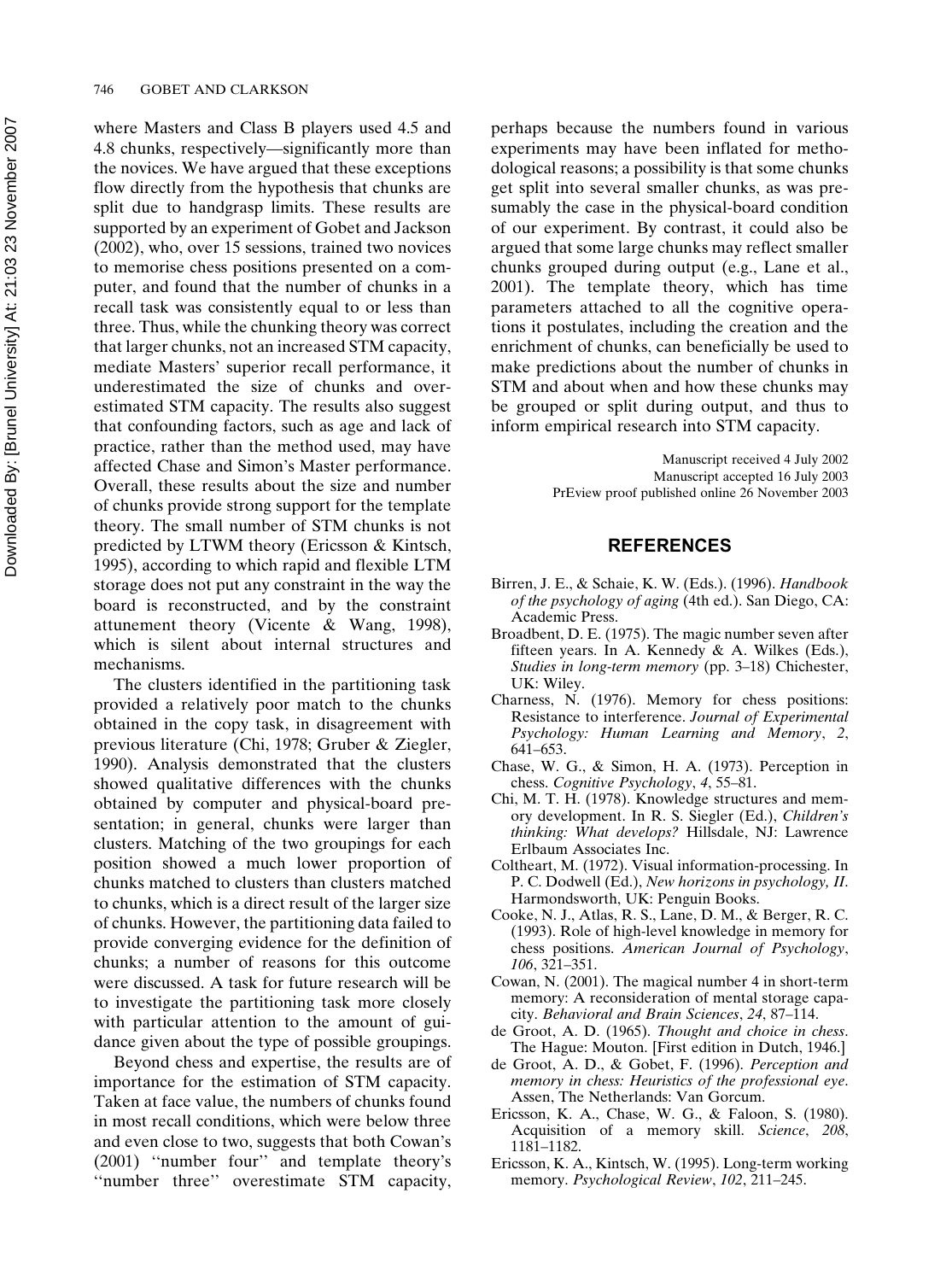where Masters and Class B players used 4.5 and 4.8 chunks, respectively—significantly more than the novices. We have argued that these exceptions flow directly from the hypothesis that chunks are split due to handgrasp limits. These results are supported by an experiment of Gobet and Jackson (2002), who, over 15 sessions, trained two novices to memorise chess positions presented on a computer, and found that the number of chunks in a recall task was consistently equal to or less than three. Thus, while the chunking theory was correct that larger chunks, not an increased STM capacity, mediate Masters' superior recall performance, it underestimated the size of chunks and overestimated STM capacity. The results also suggest that confounding factors, such as age and lack of practice, rather than the method used, may have affected Chase and Simon's Master performance. Overall, these results about the size and number of chunks provide strong support for the template theory. The small number of STM chunks is not predicted by LTWM theory (Ericsson & Kintsch, 1995), according to which rapid and flexible LTM storage does not put any constraint in the way the board is reconstructed, and by the constraint attunement theory (Vicente & Wang, 1998), which is silent about internal structures and mechanisms.

The clusters identified in the partitioning task provided a relatively poor match to the chunks obtained in the copy task, in disagreement with previous literature (Chi, 1978; Gruber & Ziegler, 1990). Analysis demonstrated that the clusters showed qualitative differences with the chunks obtained by computer and physical-board presentation; in general, chunks were larger than clusters. Matching of the two groupings for each position showed a much lower proportion of chunks matched to clusters than clusters matched to chunks, which is a direct result of the larger size of chunks. However, the partitioning data failed to provide converging evidence for the definition of chunks; a number of reasons for this outcome were discussed. A task for future research will be to investigate the partitioning task more closely with particular attention to the amount of guidance given about the type of possible groupings.

Beyond chess and expertise, the results are of importance for the estimation of STM capacity. Taken at face value, the numbers of chunks found in most recall conditions, which were below three and even close to two, suggests that both Cowan's (2001) "number four" and template theory's "number three" overestimate STM capacity, perhaps because the numbers found in various experiments may have been inflated for methodological reasons; a possibility is that some chunks get split into several smaller chunks, as was presumably the case in the physical-board condition of our experiment. By contrast, it could also be argued that some large chunks may reflect smaller chunks grouped during output (e.g., Lane et al., 2001). The template theory, which has time parameters attached to all the cognitive operations it postulates, including the creation and the enrichment of chunks, can beneficially be used to make predictions about the number of chunks in STM and about when and how these chunks may be grouped or split during output, and thus to inform empirical research into STM capacity.

Manuscript received 4 July 2002
Manuscript accepted 16 July 2003
PrEview proof published online 26 November 2003

## REFERENCES

Birren, J. E., & Schaie, K. W. (Eds.). (1996). *Handbook of the psychology of aging* (4th ed.). San Diego, CA: Academic Press.

Broadbent, D. E. (1975). The magic number seven after fifteen years. In A. Kennedy & A. Wilkes (Eds.), *Studies in long-term memory* (pp. 3–18) Chichester, UK: Wiley.

Charness, N. (1976). Memory for chess positions: Resistance to interference. *Journal of Experimental Psychology: Human Learning and Memory*, *2*, 641–653.

Chase, W. G., & Simon, H. A. (1973). Perception in chess. *Cognitive Psychology*, *4*, 55–81.

Chi, M. T. H. (1978). Knowledge structures and memory development. In R. S. Siegler (Ed.), *Children's thinking: What develops?* Hillsdale, NJ: Lawrence Erlbaum Associates Inc.

Coltheart, M. (1972). Visual information-processing. In P. C. Dodwell (Ed.), *New horizons in psychology, II*. Harmondsworth, UK: Penguin Books.

Cooke, N. J., Atlas, R. S., Lane, D. M., & Berger, R. C. (1993). Role of high-level knowledge in memory for chess positions. *American Journal of Psychology*, *106*, 321–351.

Cowan, N. (2001). The magical number 4 in short-term memory: A reconsideration of mental storage capacity. *Behavioral and Brain Sciences*, *24*, 87–114.

de Groot, A. D. (1965). *Thought and choice in chess*. The Hague: Mouton. [First edition in Dutch, 1946.]

de Groot, A. D., & Gobet, F. (1996). *Perception and memory in chess: Heuristics of the professional eye*. Assen, The Netherlands: Van Gorcum.

Ericsson, K. A., Chase, W. G., & Faloon, S. (1980). Acquisition of a memory skill. *Science*, *208*, 1181–1182.

Ericsson, K. A., Kintsch, W. (1995). Long-term working memory. *Psychological Review*, *102*, 211–245.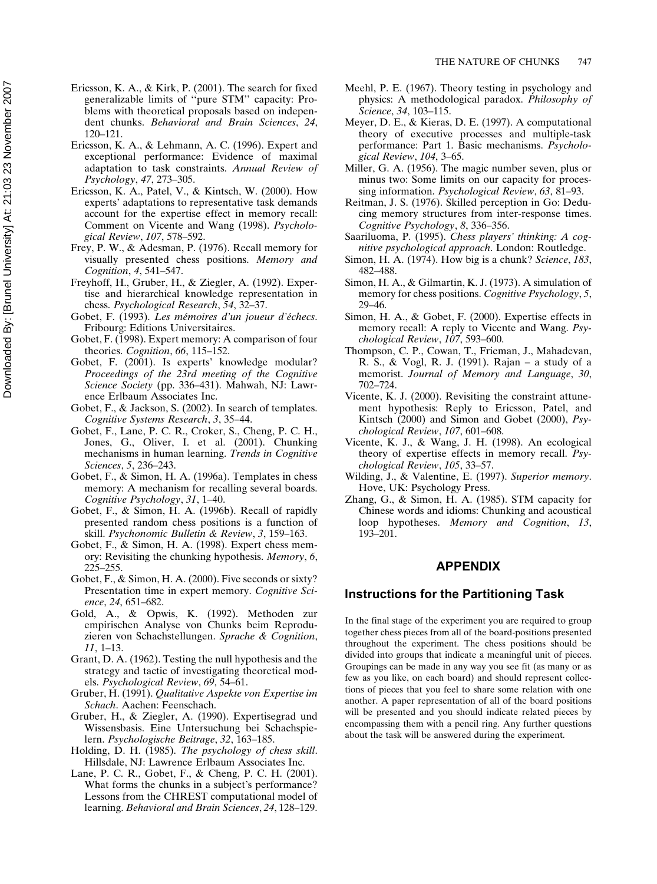Ericsson, K. A., & Kirk, P. (2001). The search for fixed generalizable limits of ''pure STM'' capacity: Problems with theoretical proposals based on independent chunks. *Behavioral and Brain Sciences*, *24*, 120–121.

Ericsson, K. A., & Lehmann, A. C. (1996). Expert and exceptional performance: Evidence of maximal adaptation to task constraints. *Annual Review of Psychology*, *47*, 273–305.

Ericsson, K. A., Patel, V., & Kintsch, W. (2000). How experts' adaptations to representative task demands account for the expertise effect in memory recall: Comment on Vicente and Wang (1998). *Psychological Review*, *107*, 578–592.

Frey, P. W., & Adesman, P. (1976). Recall memory for visually presented chess positions. *Memory and Cognition*, *4*, 541–547.

Freyhoff, H., Gruber, H., & Ziegler, A. (1992). Expertise and hierarchical knowledge representation in chess. *Psychological Research*, *54*, 32–37.

Gobet, F. (1993). *Les mémoires d'un joueur d'échecs*. Fribourg: Editions Universitaires.

Gobet, F. (1998). Expert memory: A comparison of four theories. *Cognition*, *66*, 115–152.

Gobet, F. (2001). Is experts' knowledge modular? *Proceedings of the 23rd meeting of the Cognitive Science Society* (pp. 336–431). Mahwah, NJ: Lawrence Erlbaum Associates Inc.

Gobet, F., & Jackson, S. (2002). In search of templates. *Cognitive Systems Research*, *3*, 35–44.

Gobet, F., Lane, P. C. R., Croker, S., Cheng, P. C. H., Jones, G., Oliver, I. et al. (2001). Chunking mechanisms in human learning. *Trends in Cognitive Sciences*, *5*, 236–243.

Gobet, F., & Simon, H. A. (1996a). Templates in chess memory: A mechanism for recalling several boards. *Cognitive Psychology*, *31*, 1–40.

Gobet, F., & Simon, H. A. (1996b). Recall of rapidly presented random chess positions is a function of skill. *Psychonomic Bulletin & Review*, *3*, 159–163.

Gobet, F., & Simon, H. A. (1998). Expert chess memory: Revisiting the chunking hypothesis. *Memory*, *6*, 225–255.

Gobet, F., & Simon, H. A. (2000). Five seconds or sixty? Presentation time in expert memory. *Cognitive Science*, *24*, 651–682.

Gold, A., & Opwis, K. (1992). Methoden zur empirischen Analyse von Chunks beim Reproduzieren von Schachstellungen. *Sprache & Cognition*, *11*, 1–13.

Grant, D. A. (1962). Testing the null hypothesis and the strategy and tactic of investigating theoretical models. *Psychological Review*, *69*, 54–61.

Gruber, H. (1991). *Qualitative Aspekte von Expertise im Schach*. Aachen: Feenschach.

Gruber, H., & Ziegler, A. (1990). Expertisegrad und Wissensbasis. Eine Untersuchung bei Schachspielern. *Psychologische Beitrage*, *32*, 163–185.

Holding, D. H. (1985). *The psychology of chess skill*. Hillsdale, NJ: Lawrence Erlbaum Associates Inc.

Lane, P. C. R., Gobet, F., & Cheng, P. C. H. (2001). What forms the chunks in a subject's performance? Lessons from the CHREST computational model of learning. *Behavioral and Brain Sciences*, *24*, 128–129.

Meehl, P. E. (1967). Theory testing in psychology and physics: A methodological paradox. *Philosophy of Science*, *34*, 103–115.

Meyer, D. E., & Kieras, D. E. (1997). A computational theory of executive processes and multiple-task performance: Part 1. Basic mechanisms. *Psychological Review*, *104*, 3–65.

Miller, G. A. (1956). The magic number seven, plus or minus two: Some limits on our capacity for processing information. *Psychological Review*, *63*, 81–93.

Reitman, J. S. (1976). Skilled perception in Go: Deducing memory structures from inter-response times. *Cognitive Psychology*, *8*, 336–356.

Saariluoma, P. (1995). *Chess players' thinking: A cognitive psychological approach*. London: Routledge.

Simon, H. A. (1974). How big is a chunk? *Science*, *183*, 482–488.

Simon, H. A., & Gilmartin, K. J. (1973). A simulation of memory for chess positions. *Cognitive Psychology*, *5*, 29–46.

Simon, H. A., & Gobet, F. (2000). Expertise effects in memory recall: A reply to Vicente and Wang. *Psychological Review*, *107*, 593–600.

Thompson, C. P., Cowan, T., Frieman, J., Mahadevan, R. S., & Vogl, R. J. (1991). Rajan – a study of a memorist. *Journal of Memory and Language*, *30*, 702–724.

Vicente, K. J. (2000). Revisiting the constraint attunement hypothesis: Reply to Ericsson, Patel, and Kintsch (2000) and Simon and Gobet (2000), *Psychological Review*, *107*, 601–608.

Vicente, K. J., & Wang, J. H. (1998). An ecological theory of expertise effects in memory recall. *Psychological Review*, *105*, 33–57.

Wilding, J., & Valentine, E. (1997). *Superior memory*. Hove, UK: Psychology Press.

Zhang, G., & Simon, H. A. (1985). STM capacity for Chinese words and idioms: Chunking and acoustical loop hypotheses. *Memory and Cognition*, *13*, 193–201.

# APPENDIX

## Instructions for the Partitioning Task

In the final stage of the experiment you are required to group together chess pieces from all of the board-positions presented throughout the experiment. The chess positions should be divided into groups that indicate a meaningful unit of pieces. Groupings can be made in any way you see fit (as many or as few as you like, on each board) and should represent collections of pieces that you feel to share some relation with one another. A paper representation of all of the board positions will be presented and you should indicate related pieces by encompassing them with a pencil ring. Any further questions about the task will be answered during the experiment.